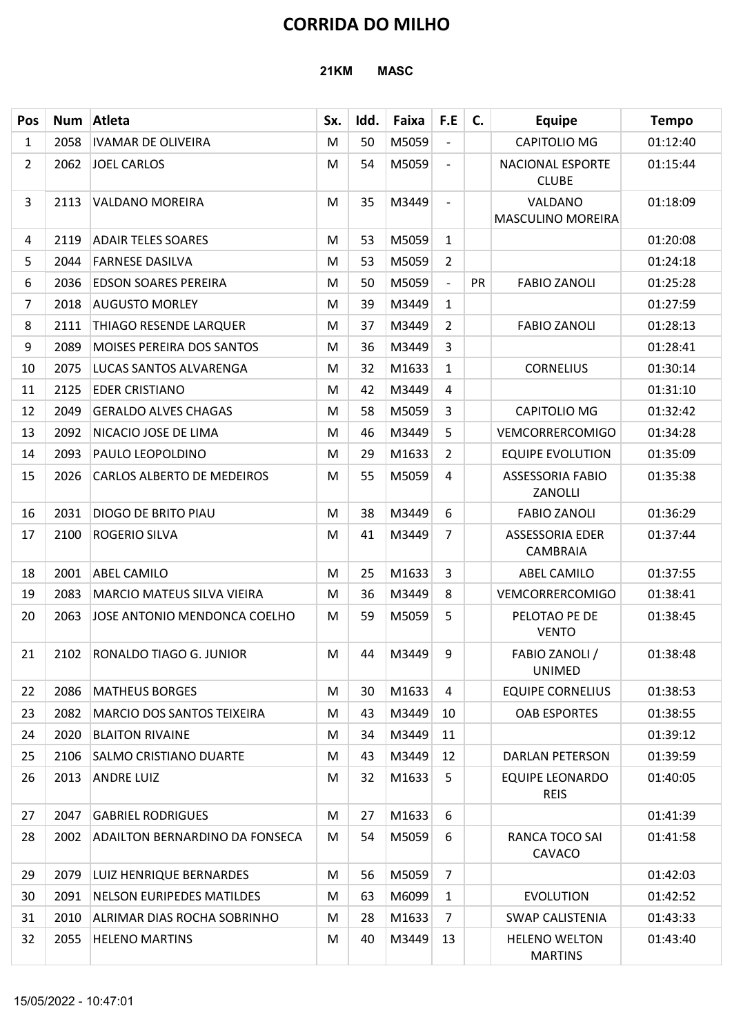# CORRIDA DO MILHO

**21KM MASC**

| Pos | Num | Atleta | Sx. | Idd. | Faixa | F.E | C. | Equipe | Tempo |
|---|---|---|---|---|---|---|---|---|---|
| 1 | 2058 | IVAMAR DE OLIVEIRA | M | 50 | M5059 | - | | CAPITOLIO MG | 01:12:40 |
| 2 | 2062 | JOEL CARLOS | M | 54 | M5059 | - | | NACIONAL ESPORTE CLUBE | 01:15:44 |
| 3 | 2113 | VALDANO MOREIRA | M | 35 | M3449 | - | | VALDANO MASCULINO MOREIRA | 01:18:09 |
| 4 | 2119 | ADAIR TELES SOARES | M | 53 | M5059 | 1 | | | 01:20:08 |
| 5 | 2044 | FARNESE DASILVA | M | 53 | M5059 | 2 | | | 01:24:18 |
| 6 | 2036 | EDSON SOARES PEREIRA | M | 50 | M5059 | - | PR | FABIO ZANOLI | 01:25:28 |
| 7 | 2018 | AUGUSTO MORLEY | M | 39 | M3449 | 1 | | | 01:27:59 |
| 8 | 2111 | THIAGO RESENDE LARQUER | M | 37 | M3449 | 2 | | FABIO ZANOLI | 01:28:13 |
| 9 | 2089 | MOISES PEREIRA DOS SANTOS | M | 36 | M3449 | 3 | | | 01:28:41 |
| 10 | 2075 | LUCAS SANTOS ALVARENGA | M | 32 | M1633 | 1 | | CORNELIUS | 01:30:14 |
| 11 | 2125 | EDER CRISTIANO | M | 42 | M3449 | 4 | | | 01:31:10 |
| 12 | 2049 | GERALDO ALVES CHAGAS | M | 58 | M5059 | 3 | | CAPITOLIO MG | 01:32:42 |
| 13 | 2092 | NICACIO JOSE DE LIMA | M | 46 | M3449 | 5 | | VEMCORRERCOMIGO | 01:34:28 |
| 14 | 2093 | PAULO LEOPOLDINO | M | 29 | M1633 | 2 | | EQUIPE EVOLUTION | 01:35:09 |
| 15 | 2026 | CARLOS ALBERTO DE MEDEIROS | M | 55 | M5059 | 4 | | ASSESSORIA FABIO ZANOLLI | 01:35:38 |
| 16 | 2031 | DIOGO DE BRITO PIAU | M | 38 | M3449 | 6 | | FABIO ZANOLI | 01:36:29 |
| 17 | 2100 | ROGERIO SILVA | M | 41 | M3449 | 7 | | ASSESSORIA EDER CAMBRAIA | 01:37:44 |
| 18 | 2001 | ABEL CAMILO | M | 25 | M1633 | 3 | | ABEL CAMILO | 01:37:55 |
| 19 | 2083 | MARCIO MATEUS SILVA VIEIRA | M | 36 | M3449 | 8 | | VEMCORRERCOMIGO | 01:38:41 |
| 20 | 2063 | JOSE ANTONIO MENDONCA COELHO | M | 59 | M5059 | 5 | | PELOTAO PE DE VENTO | 01:38:45 |
| 21 | 2102 | RONALDO TIAGO G. JUNIOR | M | 44 | M3449 | 9 | | FABIO ZANOLI / UNIMED | 01:38:48 |
| 22 | 2086 | MATHEUS BORGES | M | 30 | M1633 | 4 | | EQUIPE CORNELIUS | 01:38:53 |
| 23 | 2082 | MARCIO DOS SANTOS TEIXEIRA | M | 43 | M3449 | 10 | | OAB ESPORTES | 01:38:55 |
| 24 | 2020 | BLAITON RIVAINE | M | 34 | M3449 | 11 | | | 01:39:12 |
| 25 | 2106 | SALMO CRISTIANO DUARTE | M | 43 | M3449 | 12 | | DARLAN PETERSON | 01:39:59 |
| 26 | 2013 | ANDRE LUIZ | M | 32 | M1633 | 5 | | EQUIPE LEONARDO REIS | 01:40:05 |
| 27 | 2047 | GABRIEL RODRIGUES | M | 27 | M1633 | 6 | | | 01:41:39 |
| 28 | 2002 | ADAILTON BERNARDINO DA FONSECA | M | 54 | M5059 | 6 | | RANCA TOCO SAI CAVACO | 01:41:58 |
| 29 | 2079 | LUIZ HENRIQUE BERNARDES | M | 56 | M5059 | 7 | | | 01:42:03 |
| 30 | 2091 | NELSON EURIPEDES MATILDES | M | 63 | M6099 | 1 | | EVOLUTION | 01:42:52 |
| 31 | 2010 | ALRIMAR DIAS ROCHA SOBRINHO | M | 28 | M1633 | 7 | | SWAP CALISTENIA | 01:43:33 |
| 32 | 2055 | HELENO MARTINS | M | 40 | M3449 | 13 | | HELENO WELTON MARTINS | 01:43:40 |

15/05/2022 - 10:47:01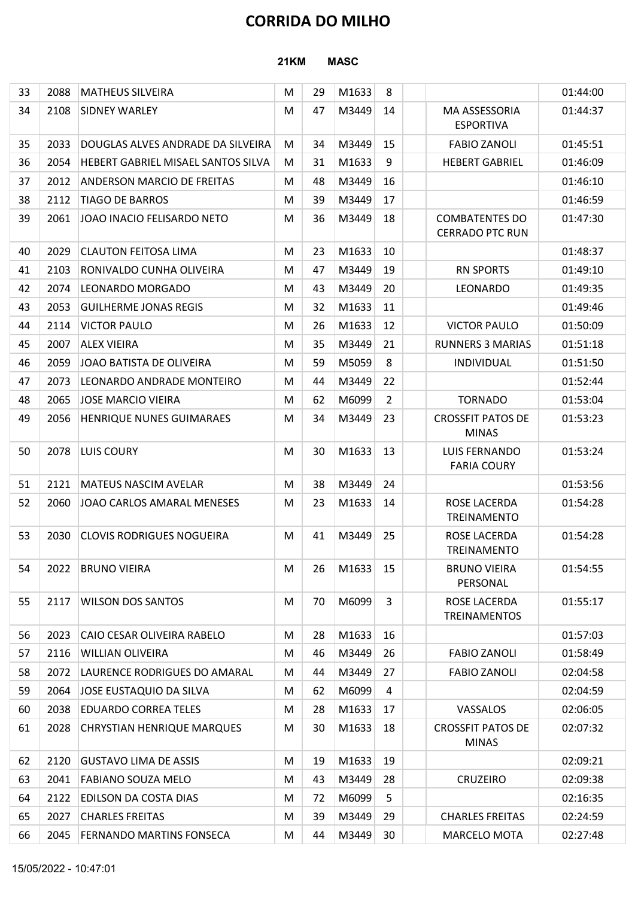# CORRIDA DO MILHO

**21KM MASC**

| | | | | | | | | | |
|---|---|---|---|---|---|---|---|---|---|
| 33 | 2088 | MATHEUS SILVEIRA | M | 29 | M1633 | 8 | | | 01:44:00 |
| 34 | 2108 | SIDNEY WARLEY | M | 47 | M3449 | 14 | | MA ASSESSORIA ESPORTIVA | 01:44:37 |
| 35 | 2033 | DOUGLAS ALVES ANDRADE DA SILVEIRA | M | 34 | M3449 | 15 | | FABIO ZANOLI | 01:45:51 |
| 36 | 2054 | HEBERT GABRIEL MISAEL SANTOS SILVA | M | 31 | M1633 | 9 | | HEBERT GABRIEL | 01:46:09 |
| 37 | 2012 | ANDERSON MARCIO DE FREITAS | M | 48 | M3449 | 16 | | | 01:46:10 |
| 38 | 2112 | TIAGO DE BARROS | M | 39 | M3449 | 17 | | | 01:46:59 |
| 39 | 2061 | JOAO INACIO FELISARDO NETO | M | 36 | M3449 | 18 | | COMBATENTES DO CERRADO PTC RUN | 01:47:30 |
| 40 | 2029 | CLAUTON FEITOSA LIMA | M | 23 | M1633 | 10 | | | 01:48:37 |
| 41 | 2103 | RONIVALDO CUNHA OLIVEIRA | M | 47 | M3449 | 19 | | RN SPORTS | 01:49:10 |
| 42 | 2074 | LEONARDO MORGADO | M | 43 | M3449 | 20 | | LEONARDO | 01:49:35 |
| 43 | 2053 | GUILHERME JONAS REGIS | M | 32 | M1633 | 11 | | | 01:49:46 |
| 44 | 2114 | VICTOR PAULO | M | 26 | M1633 | 12 | | VICTOR PAULO | 01:50:09 |
| 45 | 2007 | ALEX VIEIRA | M | 35 | M3449 | 21 | | RUNNERS 3 MARIAS | 01:51:18 |
| 46 | 2059 | JOAO BATISTA DE OLIVEIRA | M | 59 | M5059 | 8 | | INDIVIDUAL | 01:51:50 |
| 47 | 2073 | LEONARDO ANDRADE MONTEIRO | M | 44 | M3449 | 22 | | | 01:52:44 |
| 48 | 2065 | JOSE MARCIO VIEIRA | M | 62 | M6099 | 2 | | TORNADO | 01:53:04 |
| 49 | 2056 | HENRIQUE NUNES GUIMARAES | M | 34 | M3449 | 23 | | CROSSFIT PATOS DE MINAS | 01:53:23 |
| 50 | 2078 | LUIS COURY | M | 30 | M1633 | 13 | | LUIS FERNANDO FARIA COURY | 01:53:24 |
| 51 | 2121 | MATEUS NASCIM AVELAR | M | 38 | M3449 | 24 | | | 01:53:56 |
| 52 | 2060 | JOAO CARLOS AMARAL MENESES | M | 23 | M1633 | 14 | | ROSE LACERDA TREINAMENTO | 01:54:28 |
| 53 | 2030 | CLOVIS RODRIGUES NOGUEIRA | M | 41 | M3449 | 25 | | ROSE LACERDA TREINAMENTO | 01:54:28 |
| 54 | 2022 | BRUNO VIEIRA | M | 26 | M1633 | 15 | | BRUNO VIEIRA PERSONAL | 01:54:55 |
| 55 | 2117 | WILSON DOS SANTOS | M | 70 | M6099 | 3 | | ROSE LACERDA TREINAMENTOS | 01:55:17 |
| 56 | 2023 | CAIO CESAR OLIVEIRA RABELO | M | 28 | M1633 | 16 | | | 01:57:03 |
| 57 | 2116 | WILLIAN OLIVEIRA | M | 46 | M3449 | 26 | | FABIO ZANOLI | 01:58:49 |
| 58 | 2072 | LAURENCE RODRIGUES DO AMARAL | M | 44 | M3449 | 27 | | FABIO ZANOLI | 02:04:58 |
| 59 | 2064 | JOSE EUSTAQUIO DA SILVA | M | 62 | M6099 | 4 | | | 02:04:59 |
| 60 | 2038 | EDUARDO CORREA TELES | M | 28 | M1633 | 17 | | VASSALOS | 02:06:05 |
| 61 | 2028 | CHRYSTIAN HENRIQUE MARQUES | M | 30 | M1633 | 18 | | CROSSFIT PATOS DE MINAS | 02:07:32 |
| 62 | 2120 | GUSTAVO LIMA DE ASSIS | M | 19 | M1633 | 19 | | | 02:09:21 |
| 63 | 2041 | FABIANO SOUZA MELO | M | 43 | M3449 | 28 | | CRUZEIRO | 02:09:38 |
| 64 | 2122 | EDILSON DA COSTA DIAS | M | 72 | M6099 | 5 | | | 02:16:35 |
| 65 | 2027 | CHARLES FREITAS | M | 39 | M3449 | 29 | | CHARLES FREITAS | 02:24:59 |
| 66 | 2045 | FERNANDO MARTINS FONSECA | M | 44 | M3449 | 30 | | MARCELO MOTA | 02:27:48 |

15/05/2022 - 10:47:01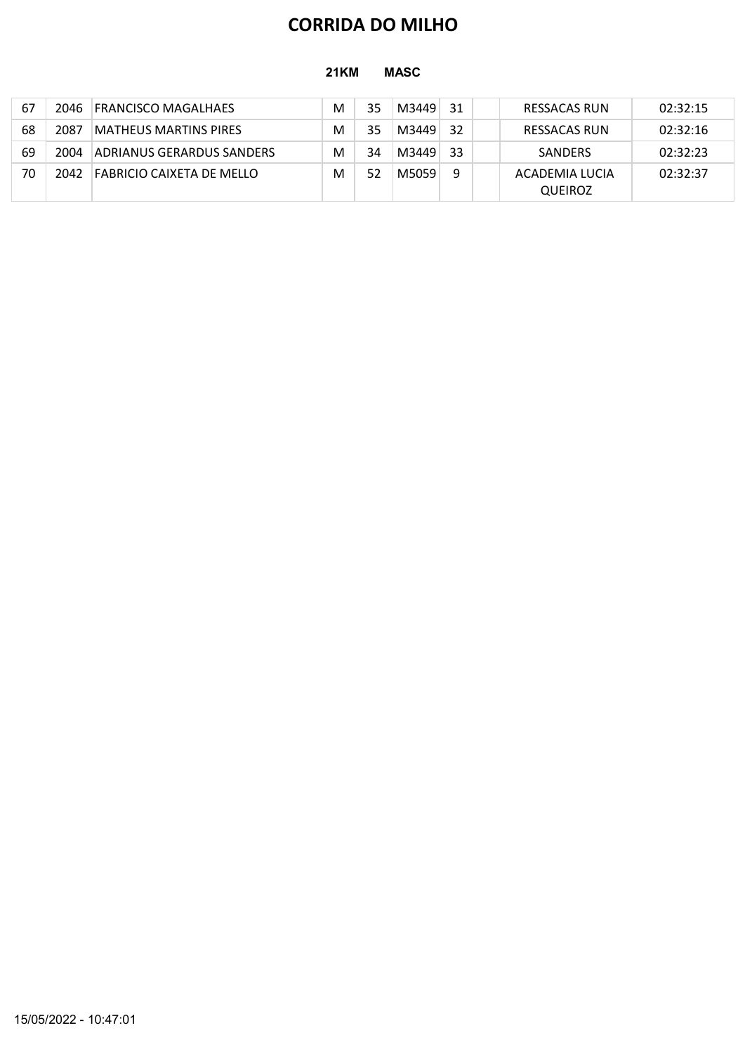# CORRIDA DO MILHO

**21KM MASC**

| | | | | | | | | | |
|---|---|---|---|---|---|---|---|---|---|
| 67 | 2046 | FRANCISCO MAGALHAES | M | 35 | M3449 | 31 | | RESSACAS RUN | 02:32:15 |
| 68 | 2087 | MATHEUS MARTINS PIRES | M | 35 | M3449 | 32 | | RESSACAS RUN | 02:32:16 |
| 69 | 2004 | ADRIANUS GERARDUS SANDERS | M | 34 | M3449 | 33 | | SANDERS | 02:32:23 |
| 70 | 2042 | FABRICIO CAIXETA DE MELLO | M | 52 | M5059 | 9 | | ACADEMIA LUCIA QUEIROZ | 02:32:37 |

15/05/2022 - 10:47:01